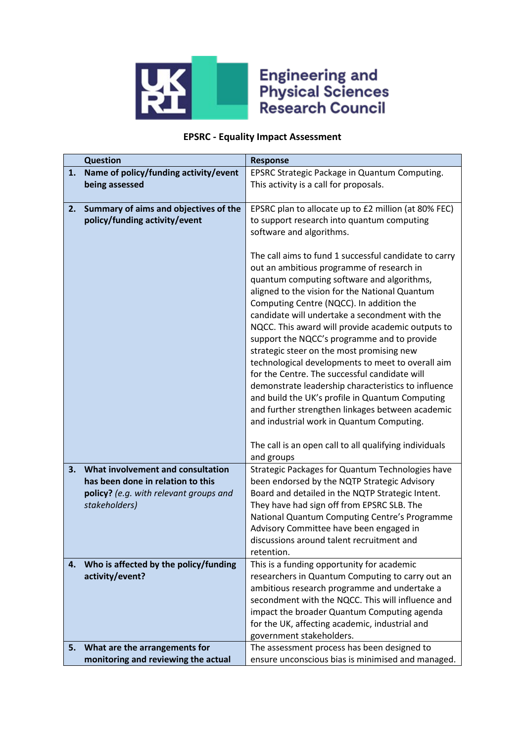Engineering and Physical Sciences Research Council

**EPSRC - Equality Impact Assessment**

| | Question | Response |
|---|---|---|
| **1.** | **Name of policy/funding activity/event being assessed** | EPSRC Strategic Package in Quantum Computing. This activity is a call for proposals. |
| **2.** | **Summary of aims and objectives of the policy/funding activity/event** | EPSRC plan to allocate up to £2 million (at 80% FEC) to support research into quantum computing software and algorithms.<br><br>The call aims to fund 1 successful candidate to carry out an ambitious programme of research in quantum computing software and algorithms, aligned to the vision for the National Quantum Computing Centre (NQCC). In addition the candidate will undertake a secondment with the NQCC. This award will provide academic outputs to support the NQCC's programme and to provide strategic steer on the most promising new technological developments to meet to overall aim for the Centre. The successful candidate will demonstrate leadership characteristics to influence and build the UK's profile in Quantum Computing and further strengthen linkages between academic and industrial work in Quantum Computing.<br><br>The call is an open call to all qualifying individuals and groups |
| **3.** | **What involvement and consultation has been done in relation to this policy?** *(e.g. with relevant groups and stakeholders)* | Strategic Packages for Quantum Technologies have been endorsed by the NQTP Strategic Advisory Board and detailed in the NQTP Strategic Intent. They have had sign off from EPSRC SLB. The National Quantum Computing Centre's Programme Advisory Committee have been engaged in discussions around talent recruitment and retention. |
| **4.** | **Who is affected by the policy/funding activity/event?** | This is a funding opportunity for academic researchers in Quantum Computing to carry out an ambitious research programme and undertake a secondment with the NQCC. This will influence and impact the broader Quantum Computing agenda for the UK, affecting academic, industrial and government stakeholders. |
| **5.** | **What are the arrangements for monitoring and reviewing the actual** | The assessment process has been designed to ensure unconscious bias is minimised and managed. |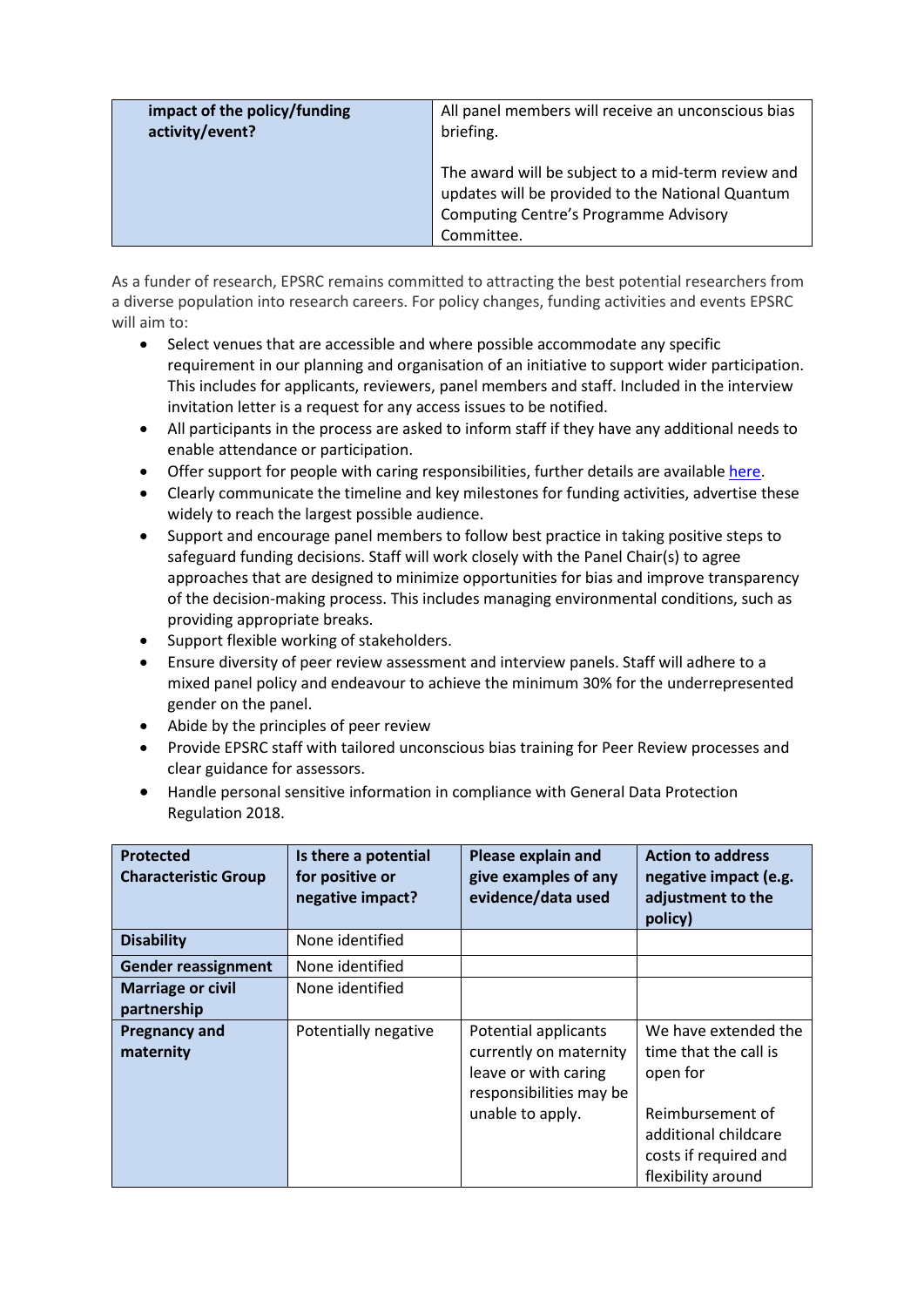| impact of the policy/funding activity/event? | All panel members will receive an unconscious bias briefing.<br><br>The award will be subject to a mid-term review and updates will be provided to the National Quantum Computing Centre's Programme Advisory Committee. |
|---|---|

As a funder of research, EPSRC remains committed to attracting the best potential researchers from a diverse population into research careers. For policy changes, funding activities and events EPSRC will aim to:

- Select venues that are accessible and where possible accommodate any specific requirement in our planning and organisation of an initiative to support wider participation. This includes for applicants, reviewers, panel members and staff. Included in the interview invitation letter is a request for any access issues to be notified.
- All participants in the process are asked to inform staff if they have any additional needs to enable attendance or participation.
- Offer support for people with caring responsibilities, further details are available here.
- Clearly communicate the timeline and key milestones for funding activities, advertise these widely to reach the largest possible audience.
- Support and encourage panel members to follow best practice in taking positive steps to safeguard funding decisions. Staff will work closely with the Panel Chair(s) to agree approaches that are designed to minimize opportunities for bias and improve transparency of the decision-making process. This includes managing environmental conditions, such as providing appropriate breaks.
- Support flexible working of stakeholders.
- Ensure diversity of peer review assessment and interview panels. Staff will adhere to a mixed panel policy and endeavour to achieve the minimum 30% for the underrepresented gender on the panel.
- Abide by the principles of peer review
- Provide EPSRC staff with tailored unconscious bias training for Peer Review processes and clear guidance for assessors.
- Handle personal sensitive information in compliance with General Data Protection Regulation 2018.

| Protected Characteristic Group | Is there a potential for positive or negative impact? | Please explain and give examples of any evidence/data used | Action to address negative impact (e.g. adjustment to the policy) |
|---|---|---|---|
| **Disability** | None identified | | |
| **Gender reassignment** | None identified | | |
| **Marriage or civil partnership** | None identified | | |
| **Pregnancy and maternity** | Potentially negative | Potential applicants currently on maternity leave or with caring responsibilities may be unable to apply. | We have extended the time that the call is open for<br><br>Reimbursement of additional childcare costs if required and flexibility around |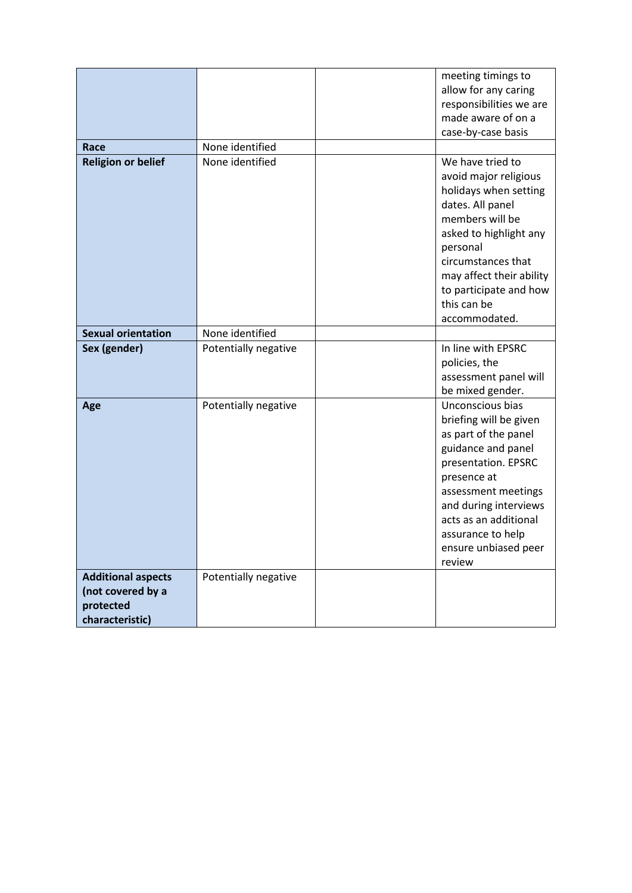| | | | |
|---|---|---|---|
| | | | meeting timings to allow for any caring responsibilities we are made aware of on a case-by-case basis |
| **Race** | None identified | | |
| **Religion or belief** | None identified | | We have tried to avoid major religious holidays when setting dates. All panel members will be asked to highlight any personal circumstances that may affect their ability to participate and how this can be accommodated. |
| **Sexual orientation** | None identified | | |
| **Sex (gender)** | Potentially negative | | In line with EPSRC policies, the assessment panel will be mixed gender. |
| **Age** | Potentially negative | | Unconscious bias briefing will be given as part of the panel guidance and panel presentation. EPSRC presence at assessment meetings and during interviews acts as an additional assurance to help ensure unbiased peer review |
| **Additional aspects (not covered by a protected characteristic)** | Potentially negative | | |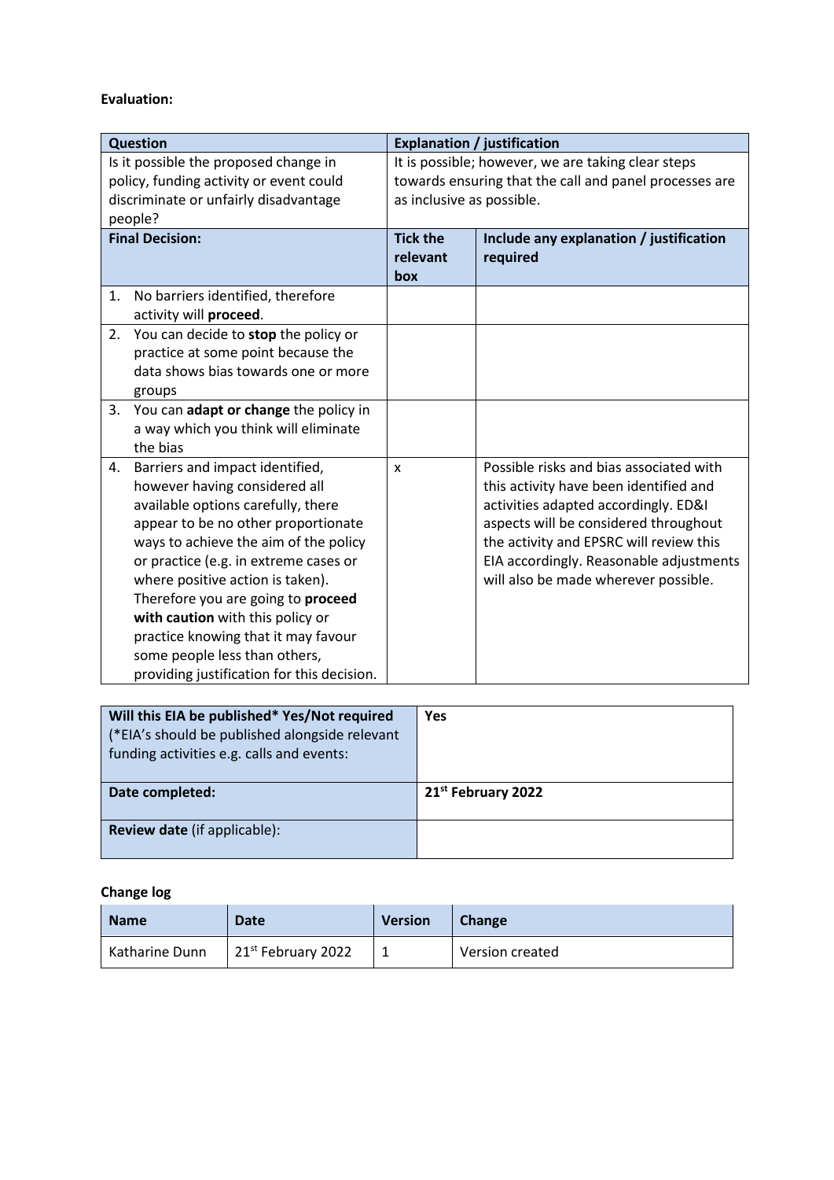**Evaluation:**

| Question | Explanation / justification | |
|---|---|---|
| Is it possible the proposed change in policy, funding activity or event could discriminate or unfairly disadvantage people? | It is possible; however, we are taking clear steps towards ensuring that the call and panel processes are as inclusive as possible. | |
| **Final Decision:** | **Tick the relevant box** | **Include any explanation / justification required** |
| 1. No barriers identified, therefore activity will **proceed**. | | |
| 2. You can decide to **stop** the policy or practice at some point because the data shows bias towards one or more groups | | |
| 3. You can **adapt or change** the policy in a way which you think will eliminate the bias | | |
| 4. Barriers and impact identified, however having considered all available options carefully, there appear to be no other proportionate ways to achieve the aim of the policy or practice (e.g. in extreme cases or where positive action is taken). Therefore you are going to **proceed with caution** with this policy or practice knowing that it may favour some people less than others, providing justification for this decision. | x | Possible risks and bias associated with this activity have been identified and activities adapted accordingly. ED&I aspects will be considered throughout the activity and EPSRC will review this EIA accordingly. Reasonable adjustments will also be made wherever possible. |

| | |
|---|---|
| **Will this EIA be published* Yes/Not required** (*EIA's should be published alongside relevant funding activities e.g. calls and events: | **Yes** |
| **Date completed:** | **21st February 2022** |
| **Review date** (if applicable): | |

**Change log**

| Name | Date | Version | Change |
|---|---|---|---|
| Katharine Dunn | 21st February 2022 | 1 | Version created |